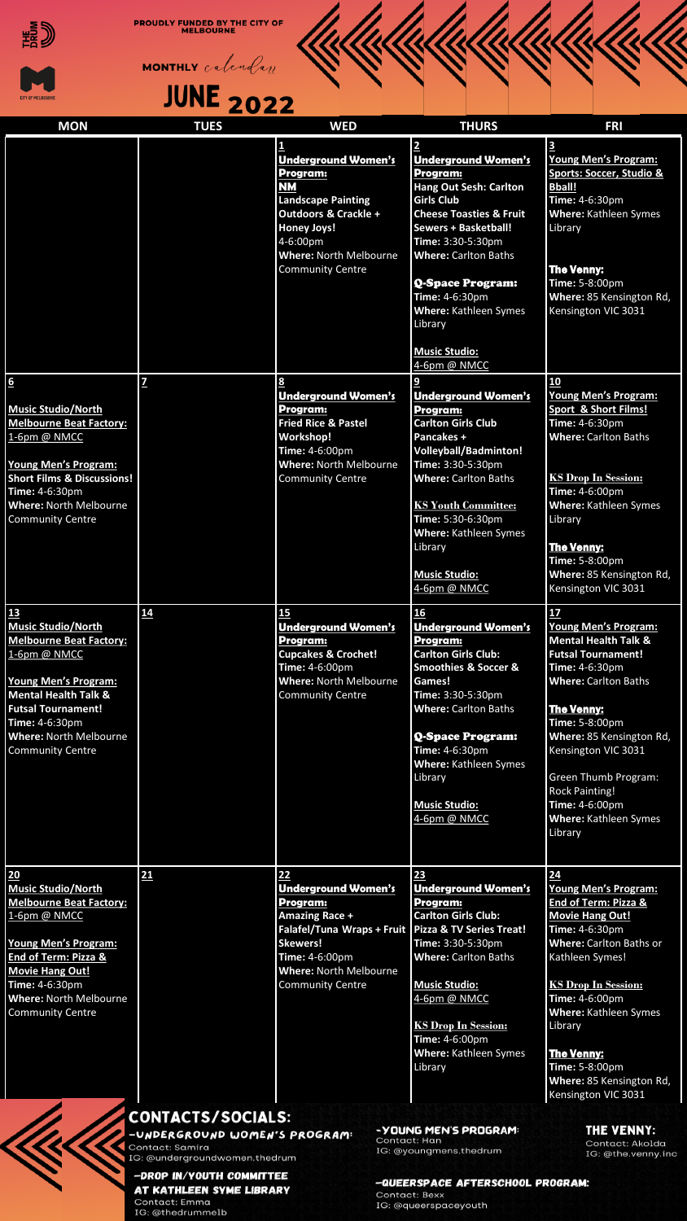PROUDLY FUNDED BY THE CITY OF MELBOURNE

MONTHLY calendar

# JUNE 2022

| MON | TUES | WED | THURS | FRI |
|---|---|---|---|---|
| | | **1** **Underground Women's Program:** **NM** **Landscape Painting Outdoors & Crackle + Honey Joys!** 4-6:00pm **Where:** North Melbourne Community Centre | **2** **Underground Women's Program:** **Hang Out Sesh: Carlton Girls Club** **Cheese Toasties & Fruit Sewers + Basketball!** **Time:** 3:30-5:30pm **Where:** Carlton Baths<br><br>**Q-Space Program:** **Time:** 4-6:30pm **Where:** Kathleen Symes Library<br><br>**Music Studio:** 4-6pm @ NMCC | **3** **Young Men's Program: Sports: Soccer, Studio & Bball!** **Time:** 4-6:30pm **Where:** Kathleen Symes Library<br><br>**The Venny:** **Time:** 5-8:00pm **Where:** 85 Kensington Rd, Kensington VIC 3031 |
| **6** **Music Studio/North Melbourne Beat Factory:** 1-6pm @ NMCC<br><br>**Young Men's Program: Short Films & Discussions!** **Time:** 4-6:30pm **Where:** North Melbourne Community Centre | **7** | **8** **Underground Women's Program:** **Fried Rice & Pastel Workshop!** **Time:** 4-6:00pm **Where:** North Melbourne Community Centre | **9** **Underground Women's Program:** **Carlton Girls Club Pancakes + Volleyball/Badminton!** **Time:** 3:30-5:30pm **Where:** Carlton Baths<br><br>**KS Youth Committee:** **Time:** 5:30-6:30pm **Where:** Kathleen Symes Library<br><br>**Music Studio:** 4-6pm @ NMCC | **10** **Young Men's Program: Sport & Short Films!** **Time:** 4-6:30pm **Where:** Carlton Baths<br><br>**KS Drop In Session:** **Time:** 4-6:00pm **Where:** Kathleen Symes Library<br><br>**The Venny:** **Time:** 5-8:00pm **Where:** 85 Kensington Rd, Kensington VIC 3031 |
| **13** **Music Studio/North Melbourne Beat Factory:** 1-6pm @ NMCC<br><br>**Young Men's Program: Mental Health Talk & Futsal Tournament!** **Time:** 4-6:30pm **Where:** North Melbourne Community Centre | **14** | **15** **Underground Women's Program:** **Cupcakes & Crochet!** **Time:** 4-6:00pm **Where:** North Melbourne Community Centre | **16** **Underground Women's Program:** **Carlton Girls Club: Smoothies & Soccer & Games!** **Time:** 3:30-5:30pm **Where:** Carlton Baths<br><br>**Q-Space Program:** **Time:** 4-6:30pm **Where:** Kathleen Symes Library<br><br>**Music Studio:** 4-6pm @ NMCC | **17** **Young Men's Program: Mental Health Talk & Futsal Tournament!** **Time:** 4-6:30pm **Where:** Carlton Baths<br><br>**The Venny:** **Time:** 5-8:00pm **Where:** 85 Kensington Rd, Kensington VIC 3031<br><br>Green Thumb Program: Rock Painting! **Time:** 4-6:00pm **Where:** Kathleen Symes Library |
| **20** **Music Studio/North Melbourne Beat Factory:** 1-6pm @ NMCC<br><br>**Young Men's Program: End of Term: Pizza & Movie Hang Out!** **Time:** 4-6:30pm **Where:** North Melbourne Community Centre | **21** | **22** **Underground Women's Program:** **Amazing Race + Falafel/Tuna Wraps + Fruit Skewers!** **Time:** 4-6:00pm **Where:** North Melbourne Community Centre | **23** **Underground Women's Program:** **Carlton Girls Club: Pizza & TV Series Treat!** **Time:** 3:30-5:30pm **Where:** Carlton Baths<br><br>**Music Studio:** 4-6pm @ NMCC<br><br>**KS Drop In Session:** **Time:** 4-6:00pm **Where:** Kathleen Symes Library | **24** **Young Men's Program: End of Term: Pizza & Movie Hang Out!** **Time:** 4-6:30pm **Where:** Carlton Baths or Kathleen Symes!<br><br>**KS Drop In Session:** **Time:** 4-6:00pm **Where:** Kathleen Symes Library<br><br>**The Venny:** **Time:** 5-8:00pm **Where:** 85 Kensington Rd, Kensington VIC 3031 |

## CONTACTS/SOCIALS:

**-UNDERGROUND WOMEN'S PROGRAM:**
Contact: Samira
IG: @undergroundwomen.thedrum

**-DROP IN/YOUTH COMMITTEE AT KATHLEEN SYME LIBRARY**
Contact: Emma
IG: @thedrummelb

**-YOUNG MEN'S PROGRAM:**
Contact: Han
IG: @youngmens.thedrum

**-QUEERSPACE AFTERSCHOOL PROGRAM:**
Contact: Bexx
IG: @queerspaceyouth

**THE VENNY:**
Contact: Akolda
IG: @the.venny.inc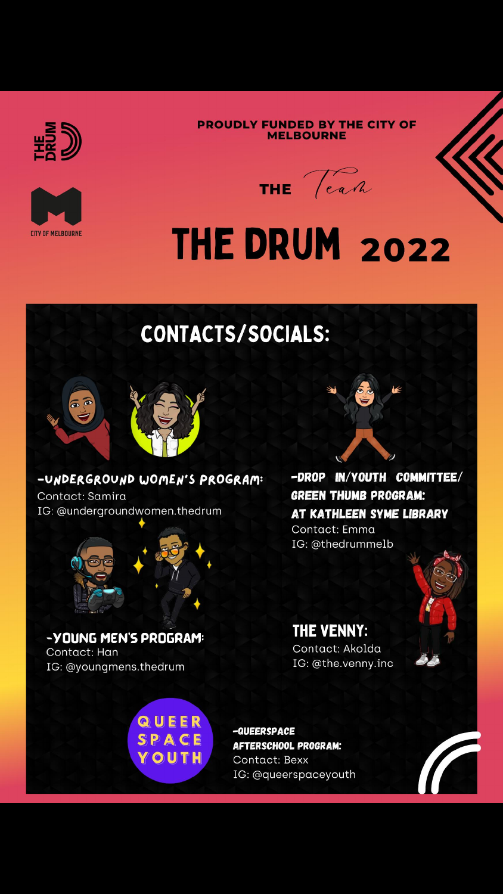PROUDLY FUNDED BY THE CITY OF MELBOURNE

THE DRUM

CITY OF MELBOURNE

THE *Team*

# THE DRUM 2022

## CONTACTS/SOCIALS:

**-UNDERGROUND WOMEN'S PROGRAM:**
Contact: Samira
IG: @undergroundwomen.thedrum

**-DROP IN/YOUTH COMMITTEE/ GREEN THUMB PROGRAM: AT KATHLEEN SYME LIBRARY**
Contact: Emma
IG: @thedrummelb

**-YOUNG MEN'S PROGRAM:**
Contact: Han
IG: @youngmens.thedrum

**THE VENNY:**
Contact: Akolda
IG: @the.venny.inc

QUEER SPACE YOUTH

**-QUEERSPACE AFTERSCHOOL PROGRAM:**
Contact: Bexx
IG: @queerspaceyouth